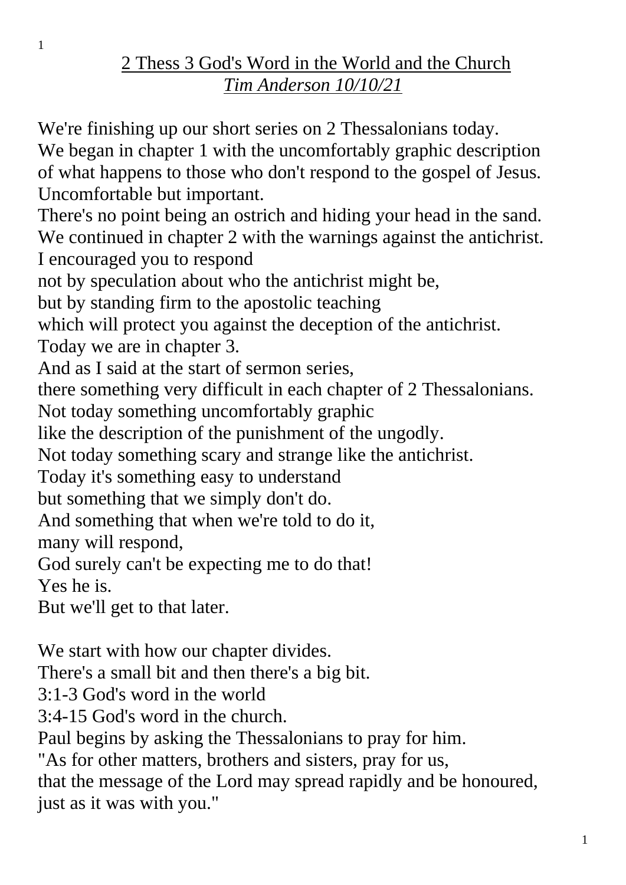# 2 Thess 3 God's Word in the World and the Church

*Tim Anderson 10/10/21*

We're finishing up our short series on 2 Thessalonians today.
We began in chapter 1 with the uncomfortably graphic description of what happens to those who don't respond to the gospel of Jesus.
Uncomfortable but important.
There's no point being an ostrich and hiding your head in the sand.
We continued in chapter 2 with the warnings against the antichrist.
I encouraged you to respond
not by speculation about who the antichrist might be,
but by standing firm to the apostolic teaching
which will protect you against the deception of the antichrist.
Today we are in chapter 3.
And as I said at the start of sermon series,
there something very difficult in each chapter of 2 Thessalonians.
Not today something uncomfortably graphic
like the description of the punishment of the ungodly.
Not today something scary and strange like the antichrist.
Today it's something easy to understand
but something that we simply don't do.
And something that when we're told to do it,
many will respond,
God surely can't be expecting me to do that!
Yes he is.
But we'll get to that later.

We start with how our chapter divides.
There's a small bit and then there's a big bit.
3:1-3 God's word in the world
3:4-15 God's word in the church.
Paul begins by asking the Thessalonians to pray for him.
"As for other matters, brothers and sisters, pray for us,
that the message of the Lord may spread rapidly and be honoured,
just as it was with you."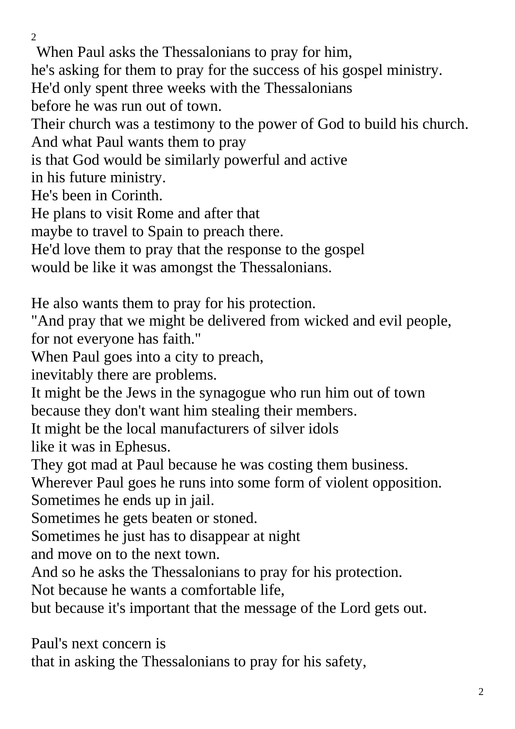When Paul asks the Thessalonians to pray for him,
he's asking for them to pray for the success of his gospel ministry.
He'd only spent three weeks with the Thessalonians
before he was run out of town.
Their church was a testimony to the power of God to build his church.
And what Paul wants them to pray
is that God would be similarly powerful and active
in his future ministry.
He's been in Corinth.
He plans to visit Rome and after that
maybe to travel to Spain to preach there.
He'd love them to pray that the response to the gospel
would be like it was amongst the Thessalonians.

He also wants them to pray for his protection.
"And pray that we might be delivered from wicked and evil people,
for not everyone has faith."
When Paul goes into a city to preach,
inevitably there are problems.
It might be the Jews in the synagogue who run him out of town
because they don't want him stealing their members.
It might be the local manufacturers of silver idols
like it was in Ephesus.
They got mad at Paul because he was costing them business.
Wherever Paul goes he runs into some form of violent opposition.
Sometimes he ends up in jail.
Sometimes he gets beaten or stoned.
Sometimes he just has to disappear at night
and move on to the next town.
And so he asks the Thessalonians to pray for his protection.
Not because he wants a comfortable life,
but because it's important that the message of the Lord gets out.

Paul's next concern is
that in asking the Thessalonians to pray for his safety,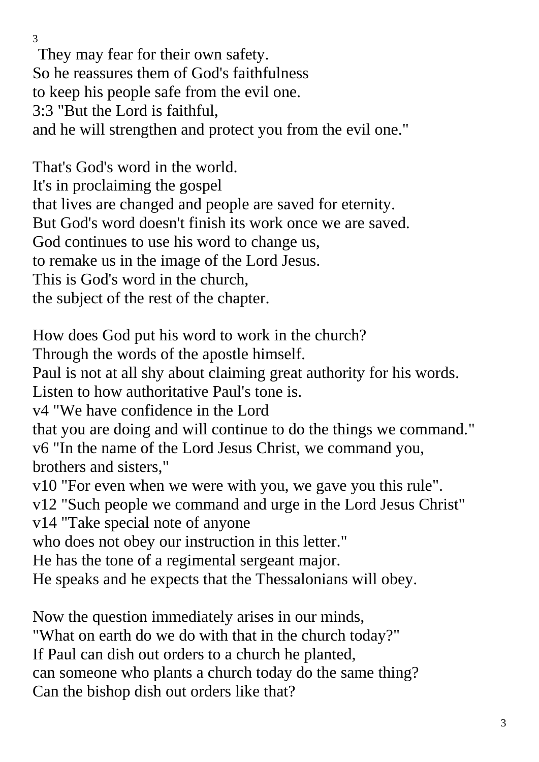They may fear for their own safety.
So he reassures them of God's faithfulness
to keep his people safe from the evil one.
3:3 "But the Lord is faithful,
and he will strengthen and protect you from the evil one."

That's God's word in the world.
It's in proclaiming the gospel
that lives are changed and people are saved for eternity.
But God's word doesn't finish its work once we are saved.
God continues to use his word to change us,
to remake us in the image of the Lord Jesus.
This is God's word in the church,
the subject of the rest of the chapter.

How does God put his word to work in the church?
Through the words of the apostle himself.
Paul is not at all shy about claiming great authority for his words.
Listen to how authoritative Paul's tone is.
v4 "We have confidence in the Lord
that you are doing and will continue to do the things we command."
v6 "In the name of the Lord Jesus Christ, we command you,
brothers and sisters,"
v10 "For even when we were with you, we gave you this rule".
v12 "Such people we command and urge in the Lord Jesus Christ"
v14 "Take special note of anyone
who does not obey our instruction in this letter."
He has the tone of a regimental sergeant major.
He speaks and he expects that the Thessalonians will obey.

Now the question immediately arises in our minds,
"What on earth do we do with that in the church today?"
If Paul can dish out orders to a church he planted,
can someone who plants a church today do the same thing?
Can the bishop dish out orders like that?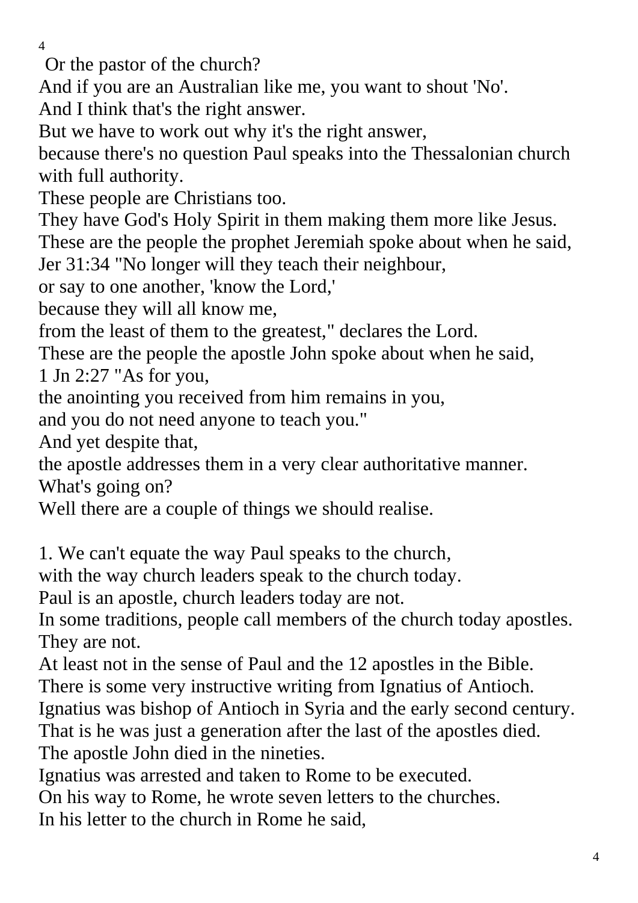Or the pastor of the church?
And if you are an Australian like me, you want to shout 'No'.
And I think that's the right answer.
But we have to work out why it's the right answer,
because there's no question Paul speaks into the Thessalonian church with full authority.
These people are Christians too.
They have God's Holy Spirit in them making them more like Jesus.
These are the people the prophet Jeremiah spoke about when he said,
Jer 31:34 "No longer will they teach their neighbour,
or say to one another, 'know the Lord,'
because they will all know me,
from the least of them to the greatest," declares the Lord.
These are the people the apostle John spoke about when he said,
1 Jn 2:27 "As for you,
the anointing you received from him remains in you,
and you do not need anyone to teach you."
And yet despite that,
the apostle addresses them in a very clear authoritative manner.
What's going on?
Well there are a couple of things we should realise.

1. We can't equate the way Paul speaks to the church,
with the way church leaders speak to the church today.
Paul is an apostle, church leaders today are not.
In some traditions, people call members of the church today apostles.
They are not.
At least not in the sense of Paul and the 12 apostles in the Bible.
There is some very instructive writing from Ignatius of Antioch.
Ignatius was bishop of Antioch in Syria and the early second century.
That is he was just a generation after the last of the apostles died.
The apostle John died in the nineties.
Ignatius was arrested and taken to Rome to be executed.
On his way to Rome, he wrote seven letters to the churches.
In his letter to the church in Rome he said,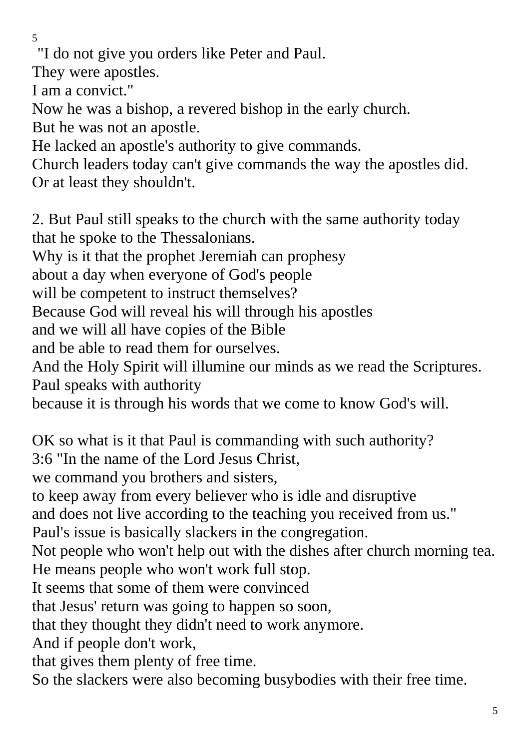"I do not give you orders like Peter and Paul.
They were apostles.
I am a convict."
Now he was a bishop, a revered bishop in the early church.
But he was not an apostle.
He lacked an apostle's authority to give commands.
Church leaders today can't give commands the way the apostles did.
Or at least they shouldn't.

2. But Paul still speaks to the church with the same authority today
that he spoke to the Thessalonians.
Why is it that the prophet Jeremiah can prophesy
about a day when everyone of God's people
will be competent to instruct themselves?
Because God will reveal his will through his apostles
and we will all have copies of the Bible
and be able to read them for ourselves.
And the Holy Spirit will illumine our minds as we read the Scriptures.
Paul speaks with authority
because it is through his words that we come to know God's will.

OK so what is it that Paul is commanding with such authority?
3:6 "In the name of the Lord Jesus Christ,
we command you brothers and sisters,
to keep away from every believer who is idle and disruptive
and does not live according to the teaching you received from us."
Paul's issue is basically slackers in the congregation.
Not people who won't help out with the dishes after church morning tea.
He means people who won't work full stop.
It seems that some of them were convinced
that Jesus' return was going to happen so soon,
that they thought they didn't need to work anymore.
And if people don't work,
that gives them plenty of free time.
So the slackers were also becoming busybodies with their free time.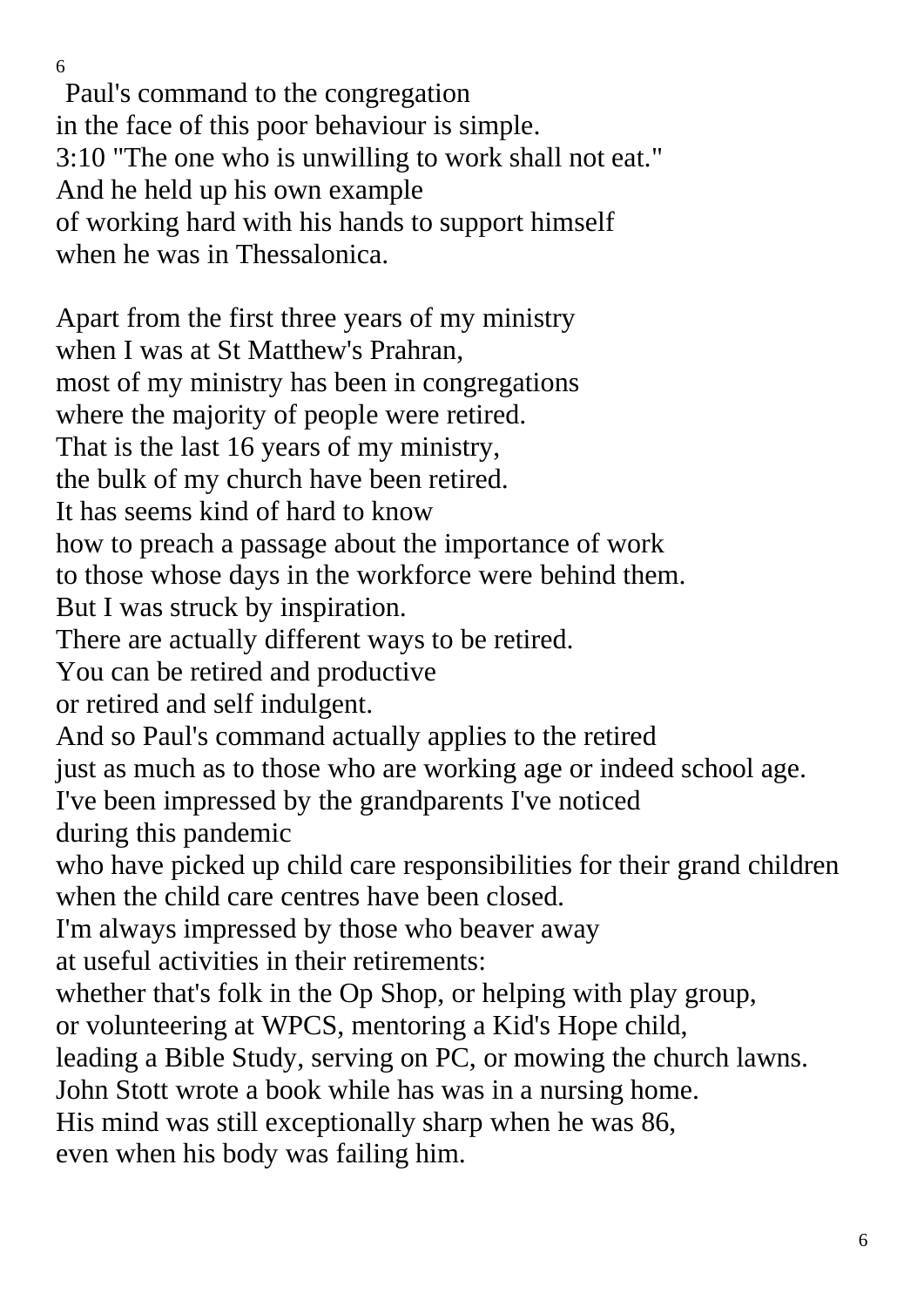Paul's command to the congregation
in the face of this poor behaviour is simple.
3:10 "The one who is unwilling to work shall not eat."
And he held up his own example
of working hard with his hands to support himself
when he was in Thessalonica.

Apart from the first three years of my ministry
when I was at St Matthew's Prahran,
most of my ministry has been in congregations
where the majority of people were retired.
That is the last 16 years of my ministry,
the bulk of my church have been retired.
It has seems kind of hard to know
how to preach a passage about the importance of work
to those whose days in the workforce were behind them.
But I was struck by inspiration.
There are actually different ways to be retired.
You can be retired and productive
or retired and self indulgent.
And so Paul's command actually applies to the retired
just as much as to those who are working age or indeed school age.
I've been impressed by the grandparents I've noticed
during this pandemic
who have picked up child care responsibilities for their grand children
when the child care centres have been closed.
I'm always impressed by those who beaver away
at useful activities in their retirements:
whether that's folk in the Op Shop, or helping with play group,
or volunteering at WPCS, mentoring a Kid's Hope child,
leading a Bible Study, serving on PC, or mowing the church lawns.
John Stott wrote a book while has was in a nursing home.
His mind was still exceptionally sharp when he was 86,
even when his body was failing him.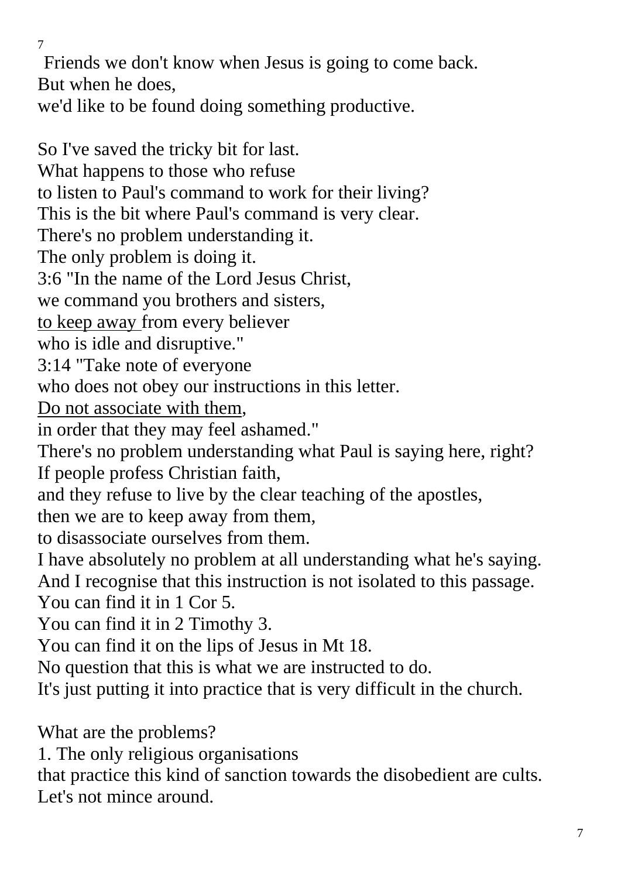Friends we don't know when Jesus is going to come back.
But when he does,
we'd like to be found doing something productive.

So I've saved the tricky bit for last.
What happens to those who refuse
to listen to Paul's command to work for their living?
This is the bit where Paul's command is very clear.
There's no problem understanding it.
The only problem is doing it.
3:6 "In the name of the Lord Jesus Christ,
we command you brothers and sisters,
<u>to keep away </u>from every believer
who is idle and disruptive."
3:14 "Take note of everyone
who does not obey our instructions in this letter.
<u>Do not associate with them</u>,
in order that they may feel ashamed."
There's no problem understanding what Paul is saying here, right?
If people profess Christian faith,
and they refuse to live by the clear teaching of the apostles,
then we are to keep away from them,
to disassociate ourselves from them.
I have absolutely no problem at all understanding what he's saying.
And I recognise that this instruction is not isolated to this passage.
You can find it in 1 Cor 5.
You can find it in 2 Timothy 3.
You can find it on the lips of Jesus in Mt 18.
No question that this is what we are instructed to do.
It's just putting it into practice that is very difficult in the church.

What are the problems?
1. The only religious organisations
that practice this kind of sanction towards the disobedient are cults.
Let's not mince around.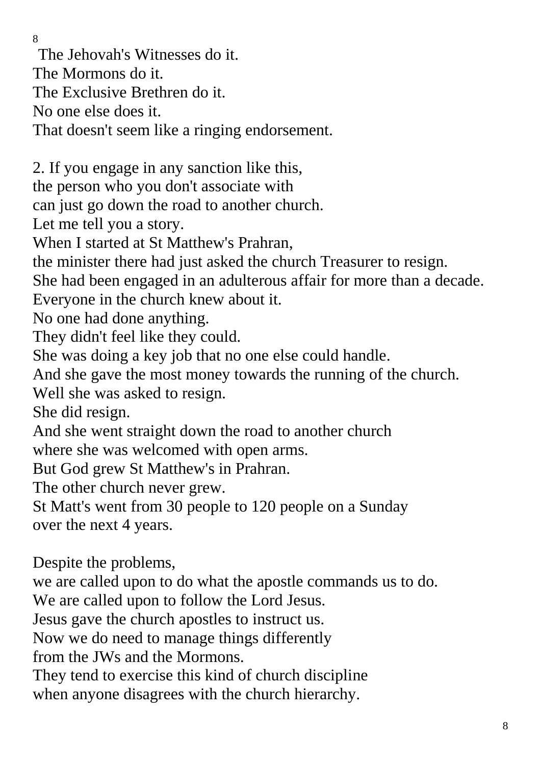The Jehovah's Witnesses do it.
The Mormons do it.
The Exclusive Brethren do it.
No one else does it.
That doesn't seem like a ringing endorsement.

2. If you engage in any sanction like this,
the person who you don't associate with
can just go down the road to another church.
Let me tell you a story.
When I started at St Matthew's Prahran,
the minister there had just asked the church Treasurer to resign.
She had been engaged in an adulterous affair for more than a decade.
Everyone in the church knew about it.
No one had done anything.
They didn't feel like they could.
She was doing a key job that no one else could handle.
And she gave the most money towards the running of the church.
Well she was asked to resign.
She did resign.
And she went straight down the road to another church
where she was welcomed with open arms.
But God grew St Matthew's in Prahran.
The other church never grew.
St Matt's went from 30 people to 120 people on a Sunday
over the next 4 years.

Despite the problems,
we are called upon to do what the apostle commands us to do.
We are called upon to follow the Lord Jesus.
Jesus gave the church apostles to instruct us.
Now we do need to manage things differently
from the JWs and the Mormons.
They tend to exercise this kind of church discipline
when anyone disagrees with the church hierarchy.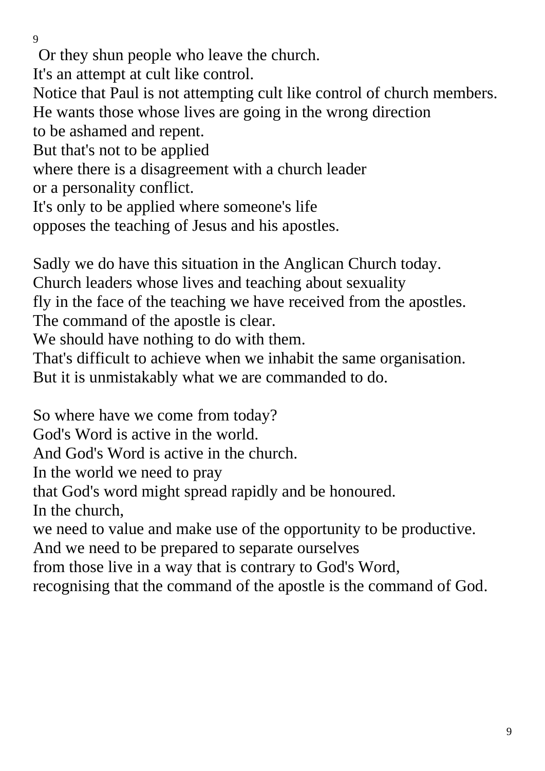Or they shun people who leave the church.
It's an attempt at cult like control.
Notice that Paul is not attempting cult like control of church members.
He wants those whose lives are going in the wrong direction
to be ashamed and repent.
But that's not to be applied
where there is a disagreement with a church leader
or a personality conflict.
It's only to be applied where someone's life
opposes the teaching of Jesus and his apostles.

Sadly we do have this situation in the Anglican Church today.
Church leaders whose lives and teaching about sexuality
fly in the face of the teaching we have received from the apostles.
The command of the apostle is clear.
We should have nothing to do with them.
That's difficult to achieve when we inhabit the same organisation.
But it is unmistakably what we are commanded to do.

So where have we come from today?
God's Word is active in the world.
And God's Word is active in the church.
In the world we need to pray
that God's word might spread rapidly and be honoured.
In the church,
we need to value and make use of the opportunity to be productive.
And we need to be prepared to separate ourselves
from those live in a way that is contrary to God's Word,
recognising that the command of the apostle is the command of God.